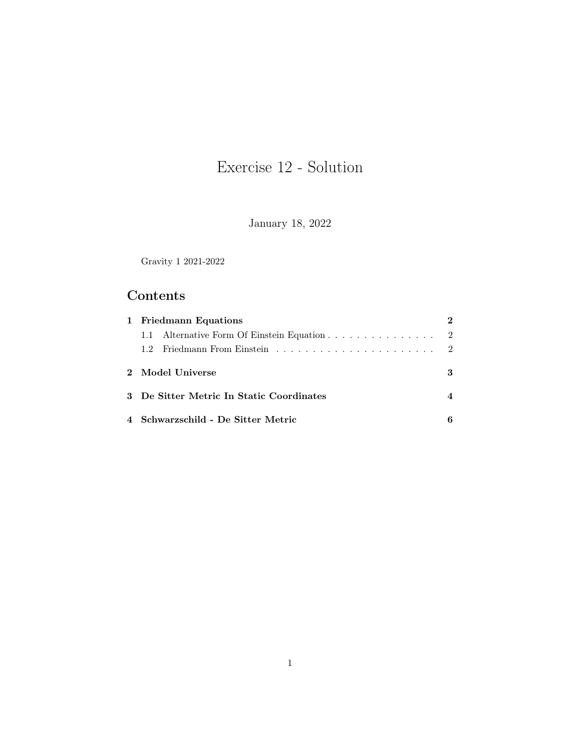# Exercise 12 - Solution

January 18, 2022

Gravity 1 2021-2022

## Contents

- **1 Friedmann Equations** — **2**
  - 1.1 Alternative Form Of Einstein Equation — 2
  - 1.2 Friedmann From Einstein — 2
- **2 Model Universe** — **3**
- **3 De Sitter Metric In Static Coordinates** — **4**
- **4 Schwarzschild - De Sitter Metric** — **6**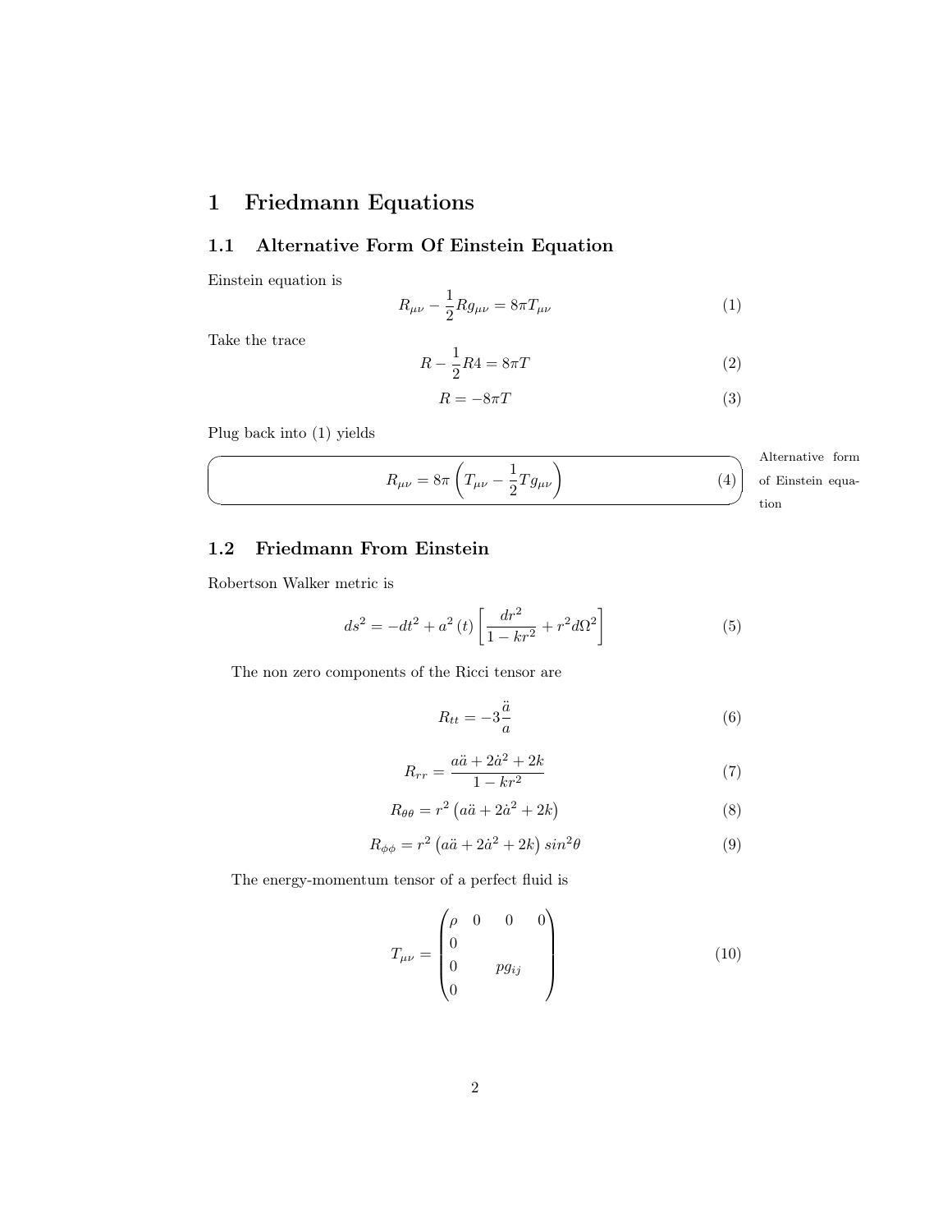# 1 Friedmann Equations

## 1.1 Alternative Form Of Einstein Equation

Einstein equation is

$$R_{\mu\nu} - \frac{1}{2} R g_{\mu\nu} = 8\pi T_{\mu\nu} \tag{1}$$

Take the trace

$$R - \frac{1}{2} R 4 = 8\pi T \tag{2}$$

$$R = -8\pi T \tag{3}$$

Plug back into (1) yields

$$R_{\mu\nu} = 8\pi \left( T_{\mu\nu} - \frac{1}{2} T g_{\mu\nu} \right) \tag{4}$$

Alternative form of Einstein equation

## 1.2 Friedmann From Einstein

Robertson Walker metric is

$$ds^2 = -dt^2 + a^2(t) \left[ \frac{dr^2}{1 - kr^2} + r^2 d\Omega^2 \right] \tag{5}$$

The non zero components of the Ricci tensor are

$$R_{tt} = -3 \frac{\ddot{a}}{a} \tag{6}$$

$$R_{rr} = \frac{a\ddot{a} + 2\dot{a}^2 + 2k}{1 - kr^2} \tag{7}$$

$$R_{\theta\theta} = r^2 \left( a\ddot{a} + 2\dot{a}^2 + 2k \right) \tag{8}$$

$$R_{\phi\phi} = r^2 \left( a\ddot{a} + 2\dot{a}^2 + 2k \right) sin^2\theta \tag{9}$$

The energy-momentum tensor of a perfect fluid is

$$T_{\mu\nu} = \begin{pmatrix} \rho & 0 & 0 & 0 \\ 0 & & & \\ 0 & & pg_{ij} & \\ 0 & & & \end{pmatrix} \tag{10}$$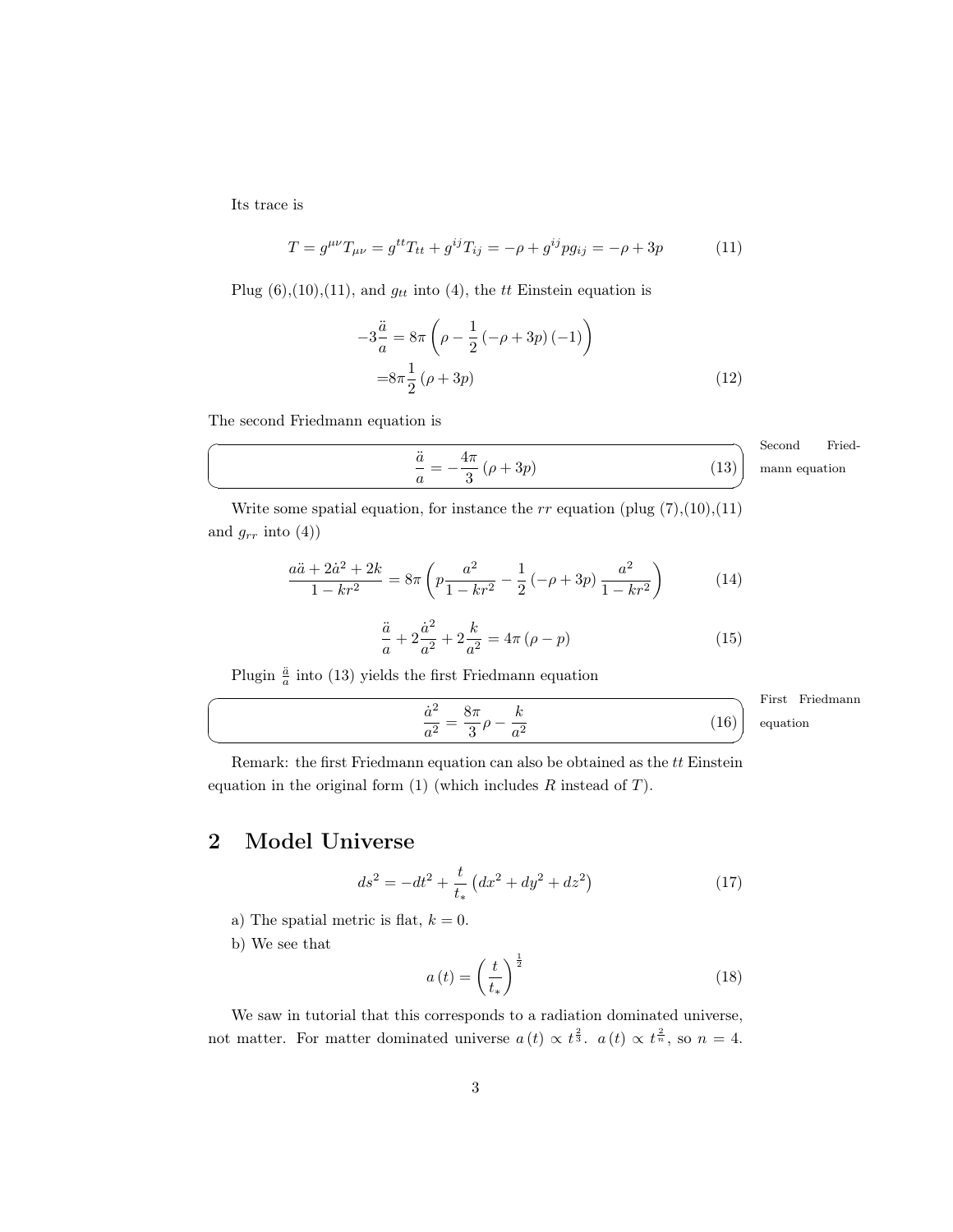Its trace is

$$T = g^{\mu\nu} T_{\mu\nu} = g^{tt} T_{tt} + g^{ij} T_{ij} = -\rho + g^{ij} p g_{ij} = -\rho + 3p \tag{11}$$

Plug (6),(10),(11), and $g_{tt}$ into (4), the $tt$ Einstein equation is

$$\begin{aligned} -3\frac{\ddot{a}}{a} &= 8\pi\left(\rho - \frac{1}{2}\left(-\rho + 3p\right)(-1)\right) \\ &= 8\pi\frac{1}{2}\left(\rho + 3p\right) \end{aligned} \tag{12}$$

The second Friedmann equation is

$$\boxed{\frac{\ddot{a}}{a} = -\frac{4\pi}{3}\left(\rho + 3p\right)} \tag{13}$$

Second Friedmann equation

Write some spatial equation, for instance the $rr$ equation (plug (7),(10),(11) and $g_{rr}$ into (4))

$$\frac{a\ddot{a} + 2\dot{a}^2 + 2k}{1 - kr^2} = 8\pi\left(p\frac{a^2}{1 - kr^2} - \frac{1}{2}\left(-\rho + 3p\right)\frac{a^2}{1 - kr^2}\right) \tag{14}$$

$$\frac{\ddot{a}}{a} + 2\frac{\dot{a}^2}{a^2} + 2\frac{k}{a^2} = 4\pi\left(\rho - p\right) \tag{15}$$

Plugin $\frac{\ddot{a}}{a}$ into (13) yields the first Friedmann equation

$$\boxed{\frac{\dot{a}^2}{a^2} = \frac{8\pi}{3}\rho - \frac{k}{a^2}} \tag{16}$$

First Friedmann equation

Remark: the first Friedmann equation can also be obtained as the $tt$ Einstein equation in the original form (1) (which includes $R$ instead of $T$).

## 2 Model Universe

$$ds^2 = -dt^2 + \frac{t}{t_*}\left(dx^2 + dy^2 + dz^2\right) \tag{17}$$

a) The spatial metric is flat, $k = 0$.

b) We see that

$$a(t) = \left(\frac{t}{t_*}\right)^{\frac{1}{2}} \tag{18}$$

We saw in tutorial that this corresponds to a radiation dominated universe, not matter. For matter dominated universe $a(t) \propto t^{\frac{2}{3}}$. $a(t) \propto t^{\frac{2}{n}}$, so $n = 4$.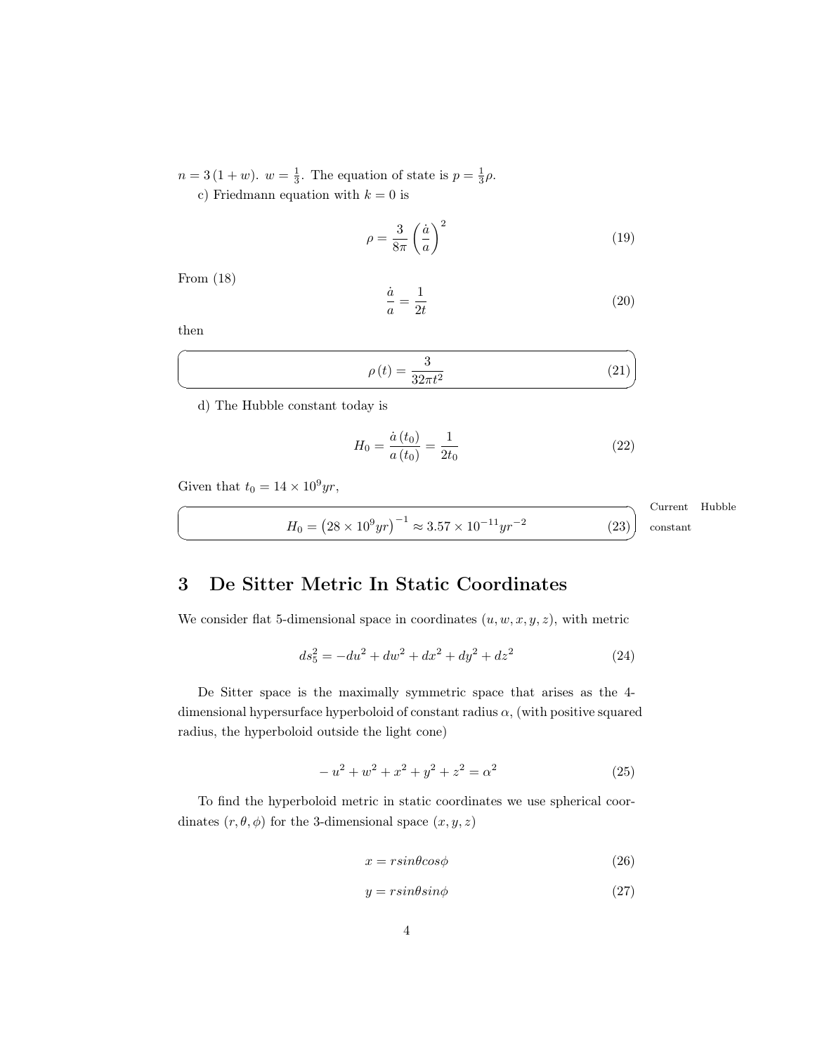$n = 3(1+w)$. $w = \frac{1}{3}$. The equation of state is $p = \frac{1}{3}\rho$.

c) Friedmann equation with $k = 0$ is

$$\rho = \frac{3}{8\pi}\left(\frac{\dot{a}}{a}\right)^2 \tag{19}$$

From (18)

$$\frac{\dot{a}}{a} = \frac{1}{2t} \tag{20}$$

then

$$\rho(t) = \frac{3}{32\pi t^2} \tag{21}$$

d) The Hubble constant today is

$$H_0 = \frac{\dot{a}(t_0)}{a(t_0)} = \frac{1}{2t_0} \tag{22}$$

Given that $t_0 = 14 \times 10^9 yr$,

$$H_0 = \left(28 \times 10^9 yr\right)^{-1} \approx 3.57 \times 10^{-11} yr^{-2} \tag{23}$$

Current Hubble constant

## 3 De Sitter Metric In Static Coordinates

We consider flat 5-dimensional space in coordinates $(u, w, x, y, z)$, with metric

$$ds_5^2 = -du^2 + dw^2 + dx^2 + dy^2 + dz^2 \tag{24}$$

De Sitter space is the maximally symmetric space that arises as the 4-dimensional hypersurface hyperboloid of constant radius $\alpha$, (with positive squared radius, the hyperboloid outside the light cone)

$$-u^2 + w^2 + x^2 + y^2 + z^2 = \alpha^2 \tag{25}$$

To find the hyperboloid metric in static coordinates we use spherical coordinates $(r, \theta, \phi)$ for the 3-dimensional space $(x, y, z)$

$$x = r sin\theta cos\phi \tag{26}$$

$$y = r sin\theta sin\phi \tag{27}$$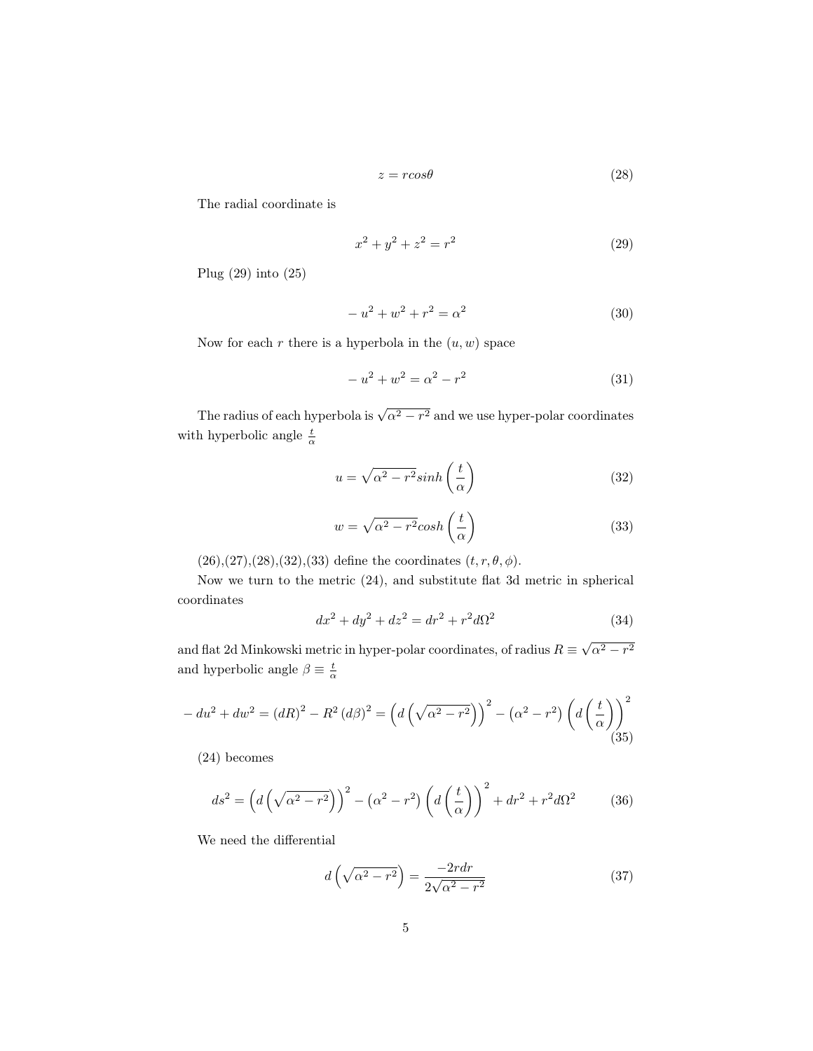$$z = rcos\theta \tag{28}$$

The radial coordinate is

$$x^2 + y^2 + z^2 = r^2 \tag{29}$$

Plug (29) into (25)

$$-u^2 + w^2 + r^2 = \alpha^2 \tag{30}$$

Now for each $r$ there is a hyperbola in the $(u, w)$ space

$$-u^2 + w^2 = \alpha^2 - r^2 \tag{31}$$

The radius of each hyperbola is $\sqrt{\alpha^2 - r^2}$ and we use hyper-polar coordinates with hyperbolic angle $\frac{t}{\alpha}$

$$u = \sqrt{\alpha^2 - r^2} sinh\left(\frac{t}{\alpha}\right) \tag{32}$$

$$w = \sqrt{\alpha^2 - r^2} cosh\left(\frac{t}{\alpha}\right) \tag{33}$$

(26),(27),(28),(32),(33) define the coordinates $(t, r, \theta, \phi)$.

Now we turn to the metric (24), and substitute flat 3d metric in spherical coordinates

$$dx^2 + dy^2 + dz^2 = dr^2 + r^2 d\Omega^2 \tag{34}$$

and flat 2d Minkowski metric in hyper-polar coordinates, of radius $R \equiv \sqrt{\alpha^2 - r^2}$ and hyperbolic angle $\beta \equiv \frac{t}{\alpha}$

$$-du^2 + dw^2 = (dR)^2 - R^2 (d\beta)^2 = \left(d\left(\sqrt{\alpha^2 - r^2}\right)\right)^2 - \left(\alpha^2 - r^2\right)\left(d\left(\frac{t}{\alpha}\right)\right)^2 \tag{35}$$

(24) becomes

$$ds^2 = \left(d\left(\sqrt{\alpha^2 - r^2}\right)\right)^2 - \left(\alpha^2 - r^2\right)\left(d\left(\frac{t}{\alpha}\right)\right)^2 + dr^2 + r^2 d\Omega^2 \tag{36}$$

We need the differential

$$d\left(\sqrt{\alpha^2 - r^2}\right) = \frac{-2rdr}{2\sqrt{\alpha^2 - r^2}} \tag{37}$$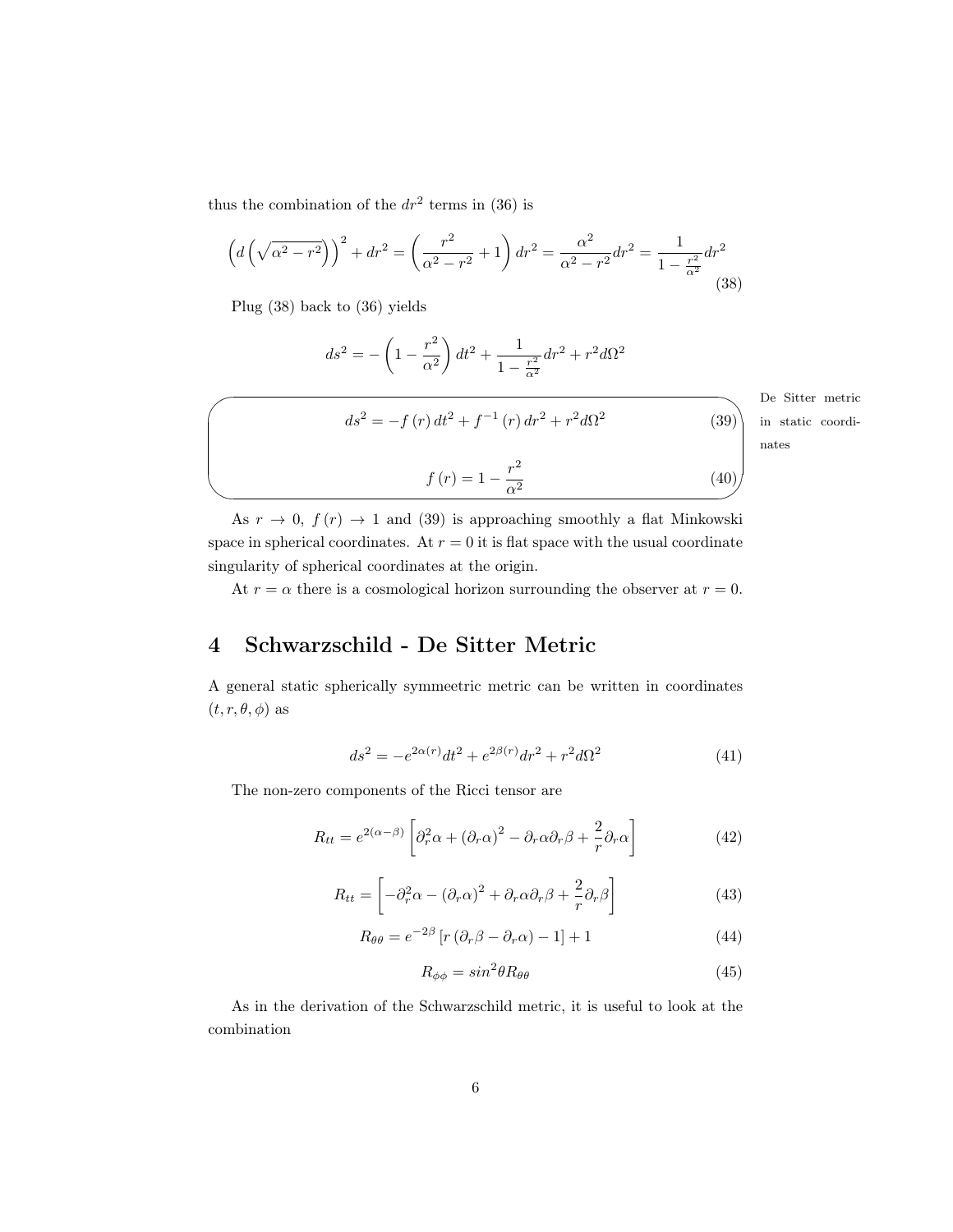thus the combination of the $dr^2$ terms in (36) is

$$\left(d\left(\sqrt{\alpha^2 - r^2}\right)\right)^2 + dr^2 = \left(\frac{r^2}{\alpha^2 - r^2} + 1\right)dr^2 = \frac{\alpha^2}{\alpha^2 - r^2}dr^2 = \frac{1}{1 - \frac{r^2}{\alpha^2}}dr^2 \tag{38}$$

Plug (38) back to (36) yields

$$ds^2 = -\left(1 - \frac{r^2}{\alpha^2}\right)dt^2 + \frac{1}{1 - \frac{r^2}{\alpha^2}}dr^2 + r^2 d\Omega^2$$

$$ds^2 = -f(r)\,dt^2 + f^{-1}(r)\,dr^2 + r^2 d\Omega^2 \tag{39}$$

$$f(r) = 1 - \frac{r^2}{\alpha^2} \tag{40}$$

De Sitter metric in static coordinates

As $r \to 0$, $f(r) \to 1$ and (39) is approaching smoothly a flat Minkowski space in spherical coordinates. At $r = 0$ it is flat space with the usual coordinate singularity of spherical coordinates at the origin.

At $r = \alpha$ there is a cosmological horizon surrounding the observer at $r = 0$.

## 4 Schwarzschild - De Sitter Metric

A general static spherically symmeetric metric can be written in coordinates $(t, r, \theta, \phi)$ as

$$ds^2 = -e^{2\alpha(r)}dt^2 + e^{2\beta(r)}dr^2 + r^2 d\Omega^2 \tag{41}$$

The non-zero components of the Ricci tensor are

$$R_{tt} = e^{2(\alpha - \beta)}\left[\partial_r^2\alpha + (\partial_r\alpha)^2 - \partial_r\alpha\partial_r\beta + \frac{2}{r}\partial_r\alpha\right] \tag{42}$$

$$R_{tt} = \left[-\partial_r^2\alpha - (\partial_r\alpha)^2 + \partial_r\alpha\partial_r\beta + \frac{2}{r}\partial_r\beta\right] \tag{43}$$

$$R_{\theta\theta} = e^{-2\beta}\left[r\left(\partial_r\beta - \partial_r\alpha\right) - 1\right] + 1 \tag{44}$$

$$R_{\phi\phi} = sin^2\theta R_{\theta\theta} \tag{45}$$

As in the derivation of the Schwarzschild metric, it is useful to look at the combination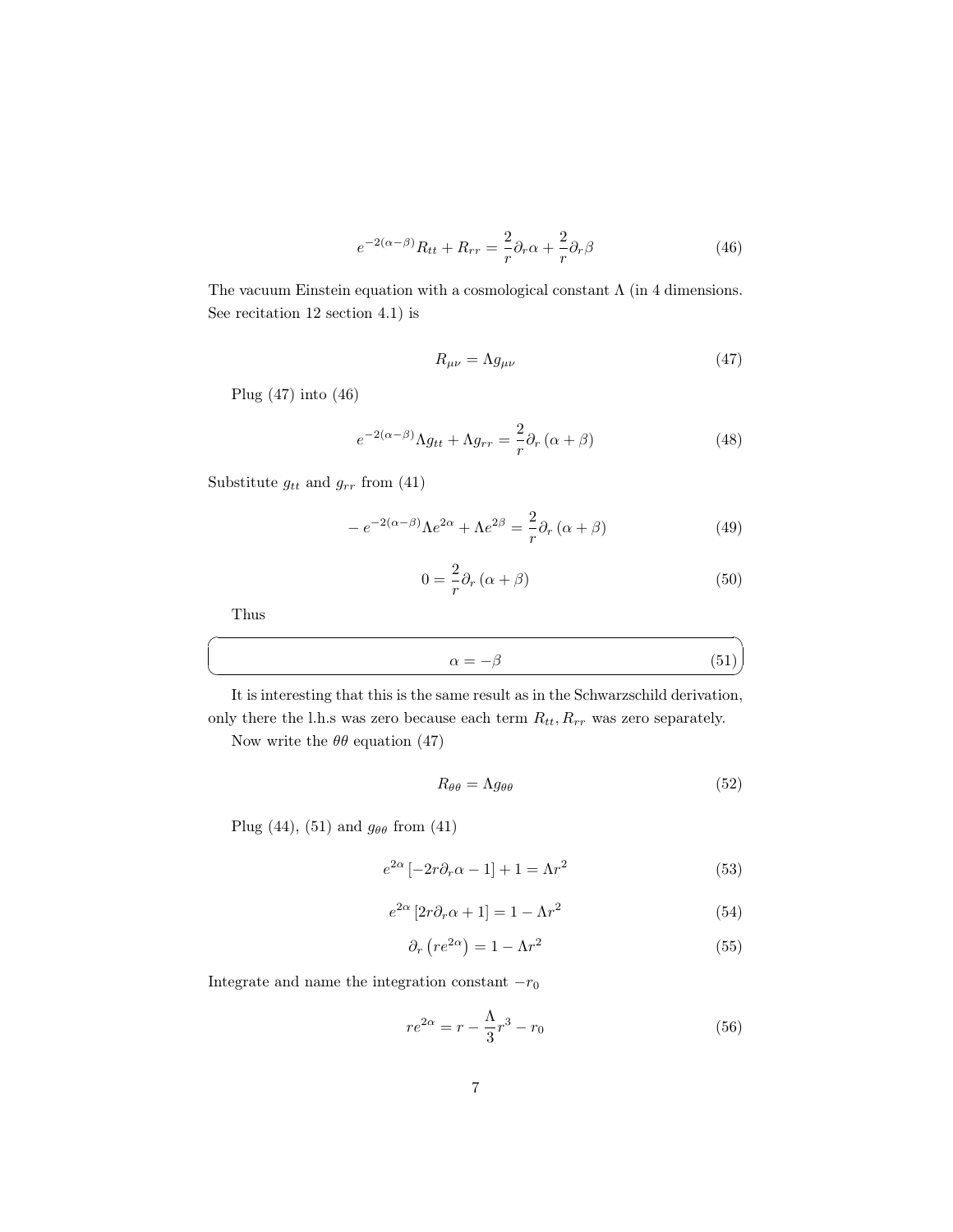$$e^{-2(\alpha-\beta)}R_{tt} + R_{rr} = \frac{2}{r}\partial_r\alpha + \frac{2}{r}\partial_r\beta \tag{46}$$

The vacuum Einstein equation with a cosmological constant $\Lambda$ (in 4 dimensions. See recitation 12 section 4.1) is

$$R_{\mu\nu} = \Lambda g_{\mu\nu} \tag{47}$$

Plug (47) into (46)

$$e^{-2(\alpha-\beta)}\Lambda g_{tt} + \Lambda g_{rr} = \frac{2}{r}\partial_r\left(\alpha+\beta\right) \tag{48}$$

Substitute $g_{tt}$ and $g_{rr}$ from (41)

$$-e^{-2(\alpha-\beta)}\Lambda e^{2\alpha} + \Lambda e^{2\beta} = \frac{2}{r}\partial_r\left(\alpha+\beta\right) \tag{49}$$

$$0 = \frac{2}{r}\partial_r\left(\alpha+\beta\right) \tag{50}$$

Thus

$$\boxed{\alpha = -\beta} \tag{51}$$

It is interesting that this is the same result as in the Schwarzschild derivation, only there the l.h.s was zero because each term $R_{tt}, R_{rr}$ was zero separately.

Now write the $\theta\theta$ equation (47)

$$R_{\theta\theta} = \Lambda g_{\theta\theta} \tag{52}$$

Plug (44), (51) and $g_{\theta\theta}$ from (41)

$$e^{2\alpha}\left[-2r\partial_r\alpha - 1\right] + 1 = \Lambda r^2 \tag{53}$$

$$e^{2\alpha}\left[2r\partial_r\alpha + 1\right] = 1 - \Lambda r^2 \tag{54}$$

$$\partial_r\left(re^{2\alpha}\right) = 1 - \Lambda r^2 \tag{55}$$

Integrate and name the integration constant $-r_0$

$$re^{2\alpha} = r - \frac{\Lambda}{3}r^3 - r_0 \tag{56}$$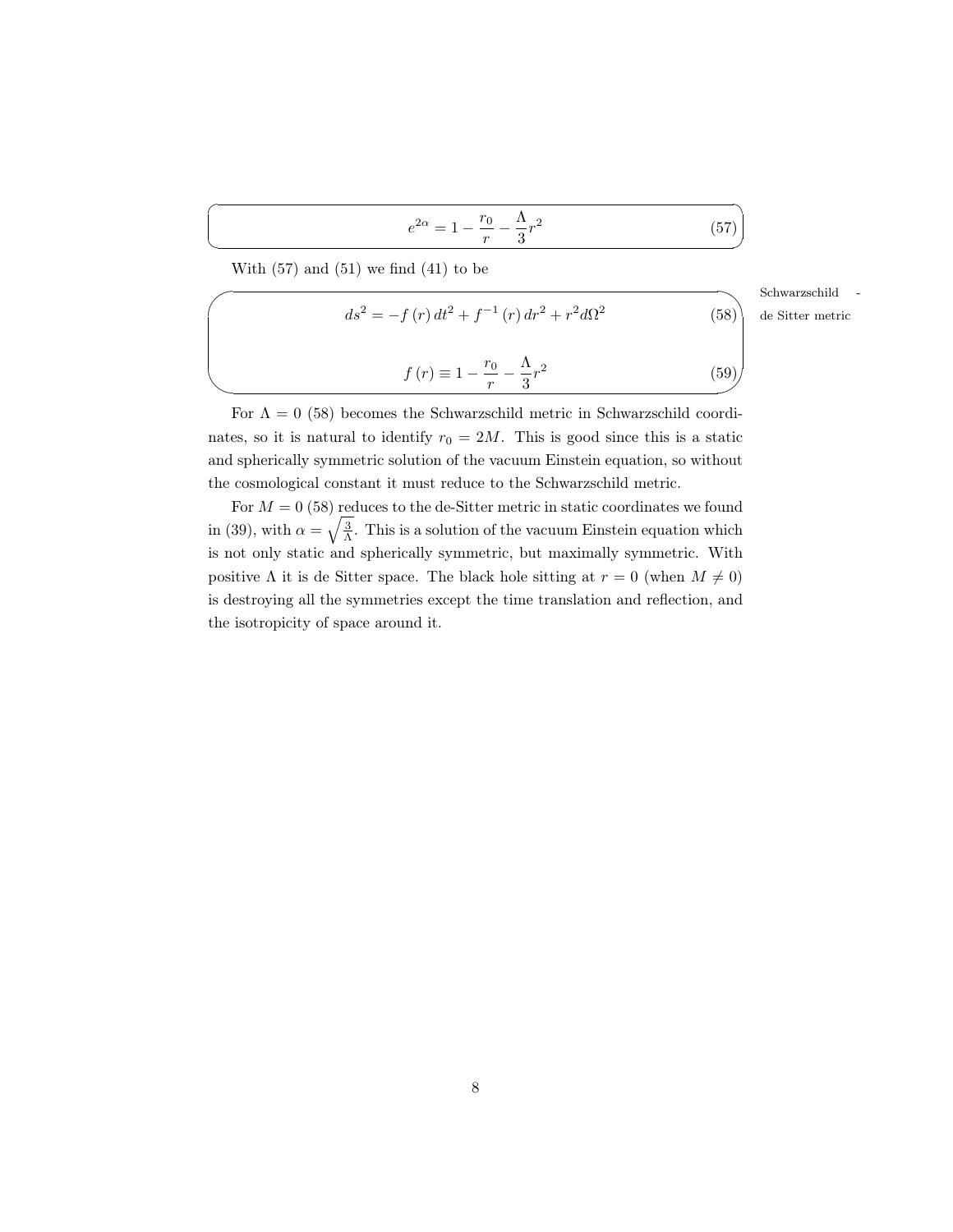$$e^{2\alpha} = 1 - \frac{r_0}{r} - \frac{\Lambda}{3} r^2 \tag{57}$$

With (57) and (51) we find (41) to be

Schwarzschild - de Sitter metric

$$ds^2 = -f(r)\, dt^2 + f^{-1}(r)\, dr^2 + r^2 d\Omega^2 \tag{58}$$

$$f(r) \equiv 1 - \frac{r_0}{r} - \frac{\Lambda}{3} r^2 \tag{59}$$

For $\Lambda = 0$ (58) becomes the Schwarzschild metric in Schwarzschild coordinates, so it is natural to identify $r_0 = 2M$. This is good since this is a static and spherically symmetric solution of the vacuum Einstein equation, so without the cosmological constant it must reduce to the Schwarzschild metric.

For $M = 0$ (58) reduces to the de-Sitter metric in static coordinates we found in (39), with $\alpha = \sqrt{\frac{3}{\Lambda}}$. This is a solution of the vacuum Einstein equation which is not only static and spherically symmetric, but maximally symmetric. With positive $\Lambda$ it is de Sitter space. The black hole sitting at $r = 0$ (when $M \neq 0$) is destroying all the symmetries except the time translation and reflection, and the isotropicity of space around it.